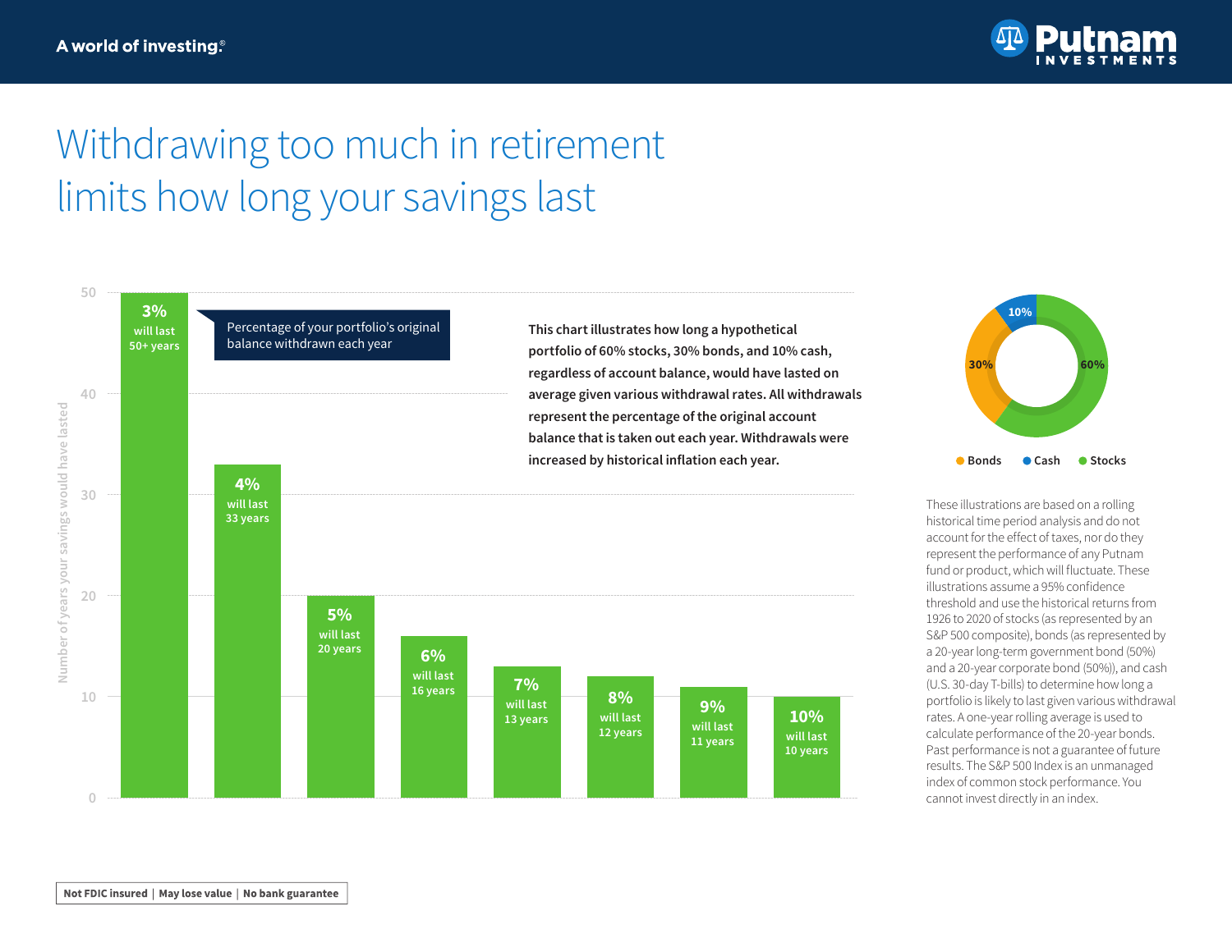A world of investing.®

Putnam INVESTMENTS

# Withdrawing too much in retirement limits how long your savings last

Number of years your savings would have lasted

Percentage of your portfolio's original balance withdrawn each year

| Withdrawal rate | Years savings will last |
|---|---|
| 3% | will last 50+ years |
| 4% | will last 33 years |
| 5% | will last 20 years |
| 6% | will last 16 years |
| 7% | will last 13 years |
| 8% | will last 12 years |
| 9% | will last 11 years |
| 10% | will last 10 years |

**This chart illustrates how long a hypothetical portfolio of 60% stocks, 30% bonds, and 10% cash, regardless of account balance, would have lasted on average given various withdrawal rates. All withdrawals represent the percentage of the original account balance that is taken out each year. Withdrawals were increased by historical inflation each year.**

- Bonds: 30%
- Cash: 10%
- Stocks: 60%

These illustrations are based on a rolling historical time period analysis and do not account for the effect of taxes, nor do they represent the performance of any Putnam fund or product, which will fluctuate. These illustrations assume a 95% confidence threshold and use the historical returns from 1926 to 2020 of stocks (as represented by an S&P 500 composite), bonds (as represented by a 20-year long-term government bond (50%) and a 20-year corporate bond (50%)), and cash (U.S. 30-day T-bills) to determine how long a portfolio is likely to last given various withdrawal rates. A one-year rolling average is used to calculate performance of the 20-year bonds. Past performance is not a guarantee of future results. The S&P 500 Index is an unmanaged index of common stock performance. You cannot invest directly in an index.

**Not FDIC insured | May lose value | No bank guarantee**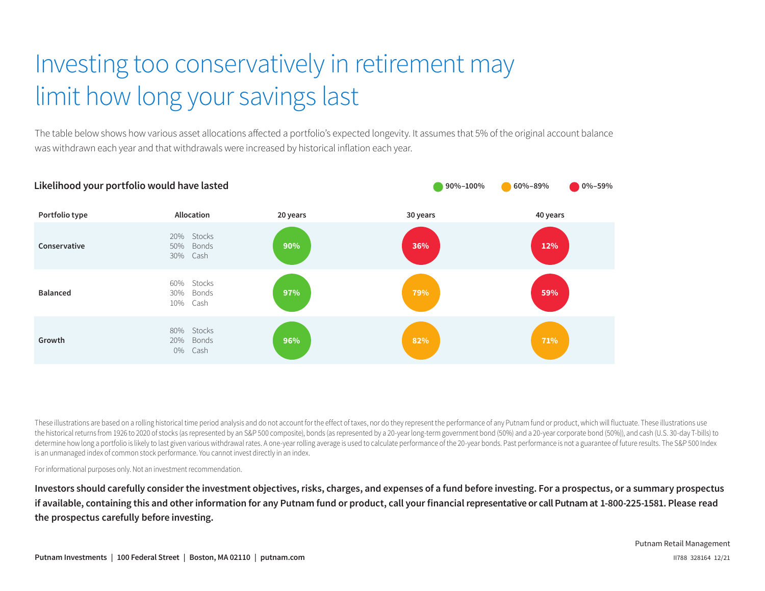# Investing too conservatively in retirement may limit how long your savings last

The table below shows how various asset allocations affected a portfolio's expected longevity. It assumes that 5% of the original account balance was withdrawn each year and that withdrawals were increased by historical inflation each year.

**Likelihood your portfolio would have lasted**

90%–100% 60%–89% 0%–59%

| Portfolio type | Allocation | 20 years | 30 years | 40 years |
|---|---|---|---|---|
| **Conservative** | 20% Stocks, 50% Bonds, 30% Cash | 90% | 36% | 12% |
| **Balanced** | 60% Stocks, 30% Bonds, 10% Cash | 97% | 79% | 59% |
| **Growth** | 80% Stocks, 20% Bonds, 0% Cash | 96% | 82% | 71% |

These illustrations are based on a rolling historical time period analysis and do not account for the effect of taxes, nor do they represent the performance of any Putnam fund or product, which will fluctuate. These illustrations use the historical returns from 1926 to 2020 of stocks (as represented by an S&P 500 composite), bonds (as represented by a 20-year long-term government bond (50%) and a 20-year corporate bond (50%)), and cash (U.S. 30-day T-bills) to determine how long a portfolio is likely to last given various withdrawal rates. A one-year rolling average is used to calculate performance of the 20-year bonds. Past performance is not a guarantee of future results. The S&P 500 Index is an unmanaged index of common stock performance. You cannot invest directly in an index.

For informational purposes only. Not an investment recommendation.

**Investors should carefully consider the investment objectives, risks, charges, and expenses of a fund before investing. For a prospectus, or a summary prospectus if available, containing this and other information for any Putnam fund or product, call your financial representative or call Putnam at 1-800-225-1581. Please read the prospectus carefully before investing.**

Putnam Retail Management

**Putnam Investments | 100 Federal Street | Boston, MA 02110 | putnam.com**

II788 328164 12/21